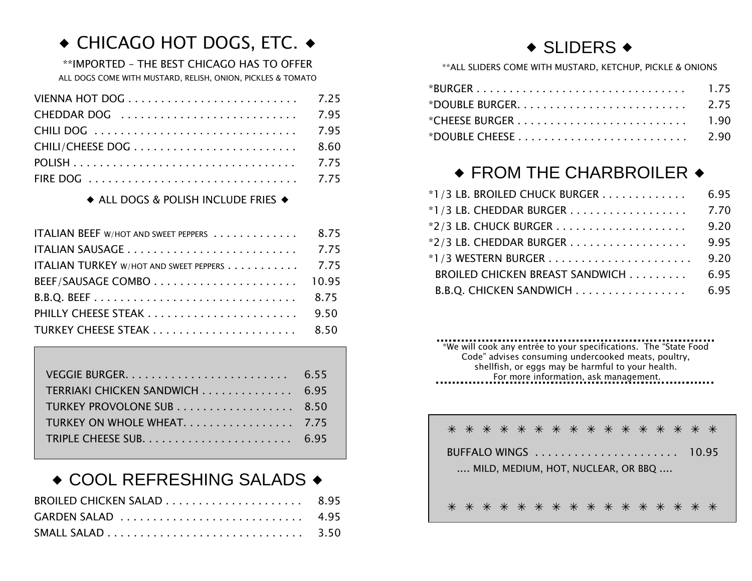## ◆ CHICAGO HOT DOGS, ETC. ◆

**IMPORTED – THE BEST CHICAGO HAS TO OFFER

ALL DOGS COME WITH MUSTARD, RELISH, ONION, PICKLES & TOMATO

| Item | Price |
|---|---|
| VIENNA HOT DOG | 7.25 |
| CHEDDAR DOG | 7.95 |
| CHILI DOG | 7.95 |
| CHILI/CHEESE DOG | 8.60 |
| POLISH | 7.75 |
| FIRE DOG | 7.75 |

◆ ALL DOGS & POLISH INCLUDE FRIES ◆

| Item | Price |
|---|---|
| ITALIAN BEEF W/HOT AND SWEET PEPPERS | 8.75 |
| ITALIAN SAUSAGE | 7.75 |
| ITALIAN TURKEY W/HOT AND SWEET PEPPERS | 7.75 |
| BEEF/SAUSAGE COMBO | 10.95 |
| B.B.Q. BEEF | 8.75 |
| PHILLY CHEESE STEAK | 9.50 |
| TURKEY CHEESE STEAK | 8.50 |

| Item | Price |
|---|---|
| VEGGIE BURGER | 6.55 |
| TERRIAKI CHICKEN SANDWICH | 6.95 |
| TURKEY PROVOLONE SUB | 8.50 |
| TURKEY ON WHOLE WHEAT | 7.75 |
| TRIPLE CHEESE SUB | 6.95 |

## ◆ COOL REFRESHING SALADS ◆

| Item | Price |
|---|---|
| BROILED CHICKEN SALAD | 8.95 |
| GARDEN SALAD | 4.95 |
| SMALL SALAD | 3.50 |

## ◆ SLIDERS ◆

**ALL SLIDERS COME WITH MUSTARD, KETCHUP, PICKLE & ONIONS

| Item | Price |
|---|---|
| *BURGER | 1.75 |
| *DOUBLE BURGER | 2.75 |
| *CHEESE BURGER | 1.90 |
| *DOUBLE CHEESE | 2.90 |

## ◆ FROM THE CHARBROILER ◆

| Item | Price |
|---|---|
| *1/3 LB. BROILED CHUCK BURGER | 6.95 |
| *1/3 LB. CHEDDAR BURGER | 7.70 |
| *2/3 LB. CHUCK BURGER | 9.20 |
| *2/3 LB. CHEDDAR BURGER | 9.95 |
| *1/3 WESTERN BURGER | 9.20 |
| BROILED CHICKEN BREAST SANDWICH | 6.95 |
| B.B.Q. CHICKEN SANDWICH | 6.95 |

*We will cook any entrée to your specifications. The "State Food Code" advises consuming undercooked meats, poultry, shellfish, or eggs may be harmful to your health. For more information, ask management.

✳ ✳ ✳ ✳ ✳ ✳ ✳ ✳ ✳ ✳ ✳ ✳ ✳ ✳ ✳ ✳

| Item | Price |
|---|---|
| BUFFALO WINGS | 10.95 |

.... MILD, MEDIUM, HOT, NUCLEAR, OR BBQ ....

✳ ✳ ✳ ✳ ✳ ✳ ✳ ✳ ✳ ✳ ✳ ✳ ✳ ✳ ✳ ✳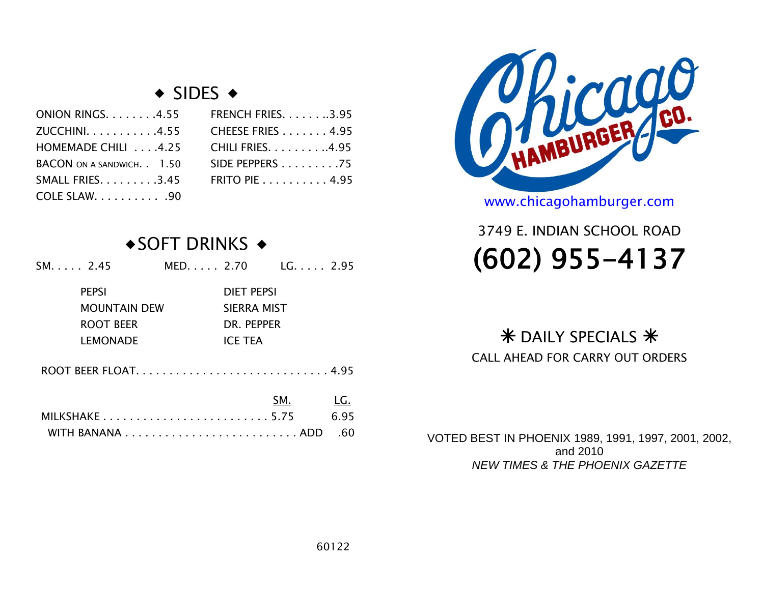## ◆ SIDES ◆

ONION RINGS. . . . . . . .4.55
ZUCCHINI. . . . . . . . . . .4.55
HOMEMADE CHILI . . . .4.25
BACON ON A SANDWICH. . 1.50
SMALL FRIES. . . . . . . . .3.45
COLE SLAW. . . . . . . . . . .90
FRENCH FRIES. . . . . . ..3.95
CHEESE FRIES . . . . . . . 4.95
CHILI FRIES. . . . . . . . ..4.95
SIDE PEPPERS . . . . . . . . .75
FRITO PIE . . . . . . . . . . 4.95

## ◆SOFT DRINKS ◆

SM. . . . . 2.45 MED. . . . . 2.70 LG. . . . . 2.95

PEPSI
MOUNTAIN DEW
ROOT BEER
LEMONADE
DIET PEPSI
SIERRA MIST
DR. PEPPER
ICE TEA

ROOT BEER FLOAT. . . . . . . . . . . . . . . . . . . . . . . . . . . . 4.95

| | SM. | LG. |
|---|---|---|
| MILKSHAKE . . . . . . . . . . . . . . . . . . . . . . . . . | 5.75 | 6.95 |
| WITH BANANA . . . . . . . . . . . . . . . . . . . . . . . . . | ADD | .60 |

# Chicago HAMBURGER CO.

www.chicagohamburger.com

3749 E. INDIAN SCHOOL ROAD

## (602) 955-4137

### ✳ DAILY SPECIALS ✳

CALL AHEAD FOR CARRY OUT ORDERS

VOTED BEST IN PHOENIX 1989, 1991, 1997, 2001, 2002, and 2010
*NEW TIMES & THE PHOENIX GAZETTE*

60122